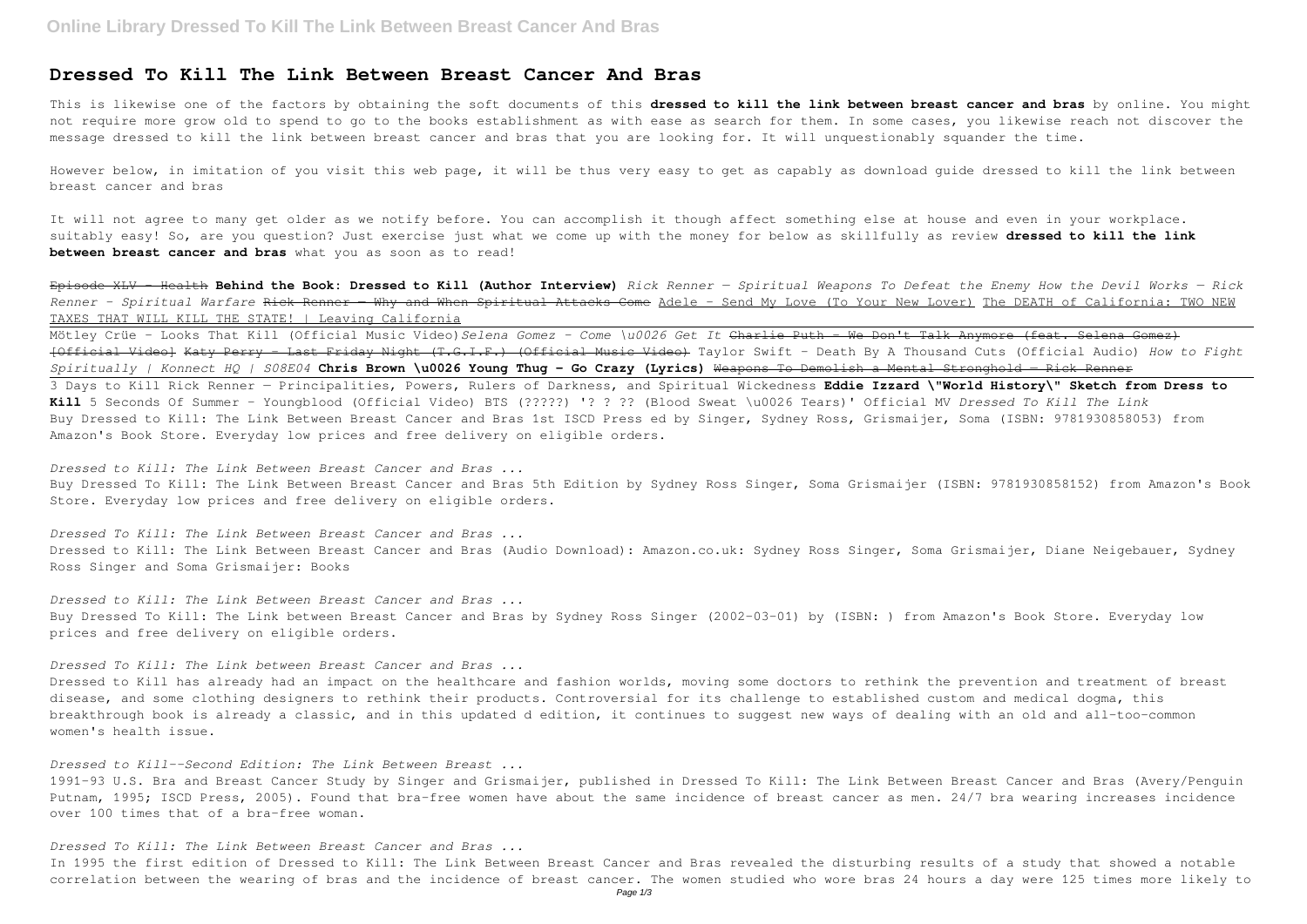# Dressed To Kill The Link Between Breast Cancer And Bras

This is likewise one of the factors by obtaining the soft documents of this **dressed to kill the link between breast cancer and bras** by online. You might not require more grow old to spend to go to the books establishment as with ease as search for them. In some cases, you likewise reach not discover the message dressed to kill the link between breast cancer and bras that you are looking for. It will unquestionably squander the time.

However below, in imitation of you visit this web page, it will be thus very easy to get as capably as download guide dressed to kill the link between breast cancer and bras

It will not agree to many get older as we notify before. You can accomplish it though affect something else at house and even in your workplace. suitably easy! So, are you question? Just exercise just what we come up with the money for below as skillfully as review **dressed to kill the link between breast cancer and bras** what you as soon as to read!

~~Episode XLV - Health~~ **Behind the Book: Dressed to Kill (Author Interview)** *Rick Renner — Spiritual Weapons To Defeat the Enemy How the Devil Works — Rick Renner - Spiritual Warfare* ~~Rick Renner — Why and When Spiritual Attacks Come~~ Adele - Send My Love (To Your New Lover) The DEATH of California: TWO NEW TAXES THAT WILL KILL THE STATE! | Leaving California

Mötley Crüe - Looks That Kill (Official Music Video) *Selena Gomez - Come \u0026 Get It* ~~Charlie Puth - We Don't Talk Anymore (feat. Selena Gomez) [Official Video]~~ Katy Perry - Last Friday Night (T.G.I.F.) (Official Music Video) Taylor Swift - Death By A Thousand Cuts (Official Audio) *How to Fight Spiritually | Konnect HQ | S08E04* **Chris Brown \u0026 Young Thug - Go Crazy (Lyrics)** ~~Weapons To Demolish a Mental Stronghold — Rick Renner~~ 3 Days to Kill Rick Renner — Principalities, Powers, Rulers of Darkness, and Spiritual Wickedness **Eddie Izzard \"World History\" Sketch from Dress to Kill** 5 Seconds Of Summer - Youngblood (Official Video) BTS (?????) '? ? ?? (Blood Sweat \u0026 Tears)' Official MV *Dressed To Kill The Link*

Buy Dressed to Kill: The Link Between Breast Cancer and Bras 1st ISCD Press ed by Singer, Sydney Ross, Grismaijer, Soma (ISBN: 9781930858053) from Amazon's Book Store. Everyday low prices and free delivery on eligible orders.

*Dressed to Kill: The Link Between Breast Cancer and Bras ...*

Buy Dressed To Kill: The Link Between Breast Cancer and Bras 5th Edition by Sydney Ross Singer, Soma Grismaijer (ISBN: 9781930858152) from Amazon's Book Store. Everyday low prices and free delivery on eligible orders.

*Dressed To Kill: The Link Between Breast Cancer and Bras ...*

Dressed to Kill: The Link Between Breast Cancer and Bras (Audio Download): Amazon.co.uk: Sydney Ross Singer, Soma Grismaijer, Diane Neigebauer, Sydney Ross Singer and Soma Grismaijer: Books

*Dressed to Kill: The Link Between Breast Cancer and Bras ...*

Buy Dressed To Kill: The Link between Breast Cancer and Bras by Sydney Ross Singer (2002-03-01) by (ISBN: ) from Amazon's Book Store. Everyday low prices and free delivery on eligible orders.

*Dressed To Kill: The Link between Breast Cancer and Bras ...*

Dressed to Kill has already had an impact on the healthcare and fashion worlds, moving some doctors to rethink the prevention and treatment of breast disease, and some clothing designers to rethink their products. Controversial for its challenge to established custom and medical dogma, this breakthrough book is already a classic, and in this updated d edition, it continues to suggest new ways of dealing with an old and all-too-common women's health issue.

*Dressed to Kill--Second Edition: The Link Between Breast ...*

1991-93 U.S. Bra and Breast Cancer Study by Singer and Grismaijer, published in Dressed To Kill: The Link Between Breast Cancer and Bras (Avery/Penguin Putnam, 1995; ISCD Press, 2005). Found that bra-free women have about the same incidence of breast cancer as men. 24/7 bra wearing increases incidence over 100 times that of a bra-free woman.

*Dressed To Kill: The Link Between Breast Cancer and Bras ...*

In 1995 the first edition of Dressed to Kill: The Link Between Breast Cancer and Bras revealed the disturbing results of a study that showed a notable correlation between the wearing of bras and the incidence of breast cancer. The women studied who wore bras 24 hours a day were 125 times more likely to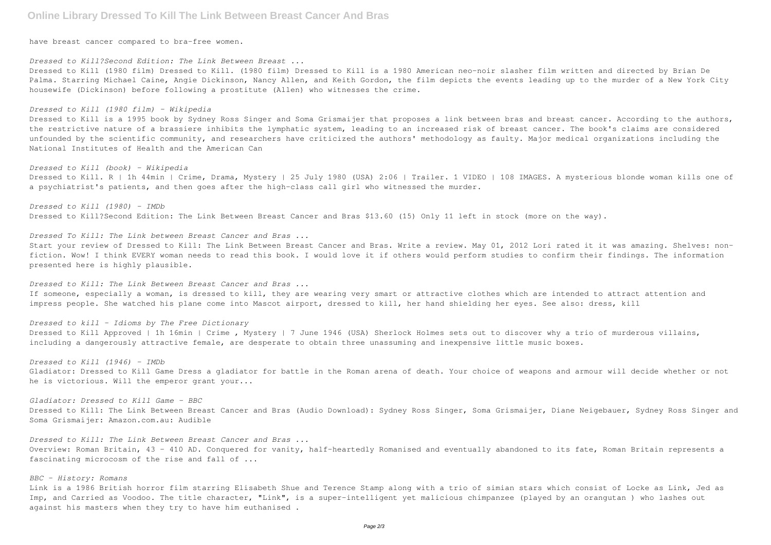have breast cancer compared to bra-free women.

*Dressed to Kill?Second Edition: The Link Between Breast ...*

Dressed to Kill (1980 film) Dressed to Kill. (1980 film) Dressed to Kill is a 1980 American neo-noir slasher film written and directed by Brian De Palma. Starring Michael Caine, Angie Dickinson, Nancy Allen, and Keith Gordon, the film depicts the events leading up to the murder of a New York City housewife (Dickinson) before following a prostitute (Allen) who witnesses the crime.

*Dressed to Kill (1980 film) - Wikipedia*

Dressed to Kill is a 1995 book by Sydney Ross Singer and Soma Grismaijer that proposes a link between bras and breast cancer. According to the authors, the restrictive nature of a brassiere inhibits the lymphatic system, leading to an increased risk of breast cancer. The book's claims are considered unfounded by the scientific community, and researchers have criticized the authors' methodology as faulty. Major medical organizations including the National Institutes of Health and the American Can

*Dressed to Kill (book) - Wikipedia*

Dressed to Kill. R | 1h 44min | Crime, Drama, Mystery | 25 July 1980 (USA) 2:06 | Trailer. 1 VIDEO | 108 IMAGES. A mysterious blonde woman kills one of a psychiatrist's patients, and then goes after the high-class call girl who witnessed the murder.

*Dressed to Kill (1980) - IMDb*

Dressed to Kill?Second Edition: The Link Between Breast Cancer and Bras $13.60 (15) Only 11 left in stock (more on the way).

*Dressed To Kill: The Link between Breast Cancer and Bras ...*

Start your review of Dressed to Kill: The Link Between Breast Cancer and Bras. Write a review. May 01, 2012 Lori rated it it was amazing. Shelves: non-fiction. Wow! I think EVERY woman needs to read this book. I would love it if others would perform studies to confirm their findings. The information presented here is highly plausible.

*Dressed to Kill: The Link Between Breast Cancer and Bras ...*

If someone, especially a woman, is dressed to kill, they are wearing very smart or attractive clothes which are intended to attract attention and impress people. She watched his plane come into Mascot airport, dressed to kill, her hand shielding her eyes. See also: dress, kill

*Dressed to kill - Idioms by The Free Dictionary*

Dressed to Kill Approved | 1h 16min | Crime , Mystery | 7 June 1946 (USA) Sherlock Holmes sets out to discover why a trio of murderous villains, including a dangerously attractive female, are desperate to obtain three unassuming and inexpensive little music boxes.

*Dressed to Kill (1946) - IMDb*

Gladiator: Dressed to Kill Game Dress a gladiator for battle in the Roman arena of death. Your choice of weapons and armour will decide whether or not he is victorious. Will the emperor grant your...

*Gladiator: Dressed to Kill Game - BBC*

Dressed to Kill: The Link Between Breast Cancer and Bras (Audio Download): Sydney Ross Singer, Soma Grismaijer, Diane Neigebauer, Sydney Ross Singer and Soma Grismaijer: Amazon.com.au: Audible

*Dressed to Kill: The Link Between Breast Cancer and Bras ...*

Overview: Roman Britain, 43 - 410 AD. Conquered for vanity, half-heartedly Romanised and eventually abandoned to its fate, Roman Britain represents a fascinating microcosm of the rise and fall of ...

*BBC - History: Romans*

Link is a 1986 British horror film starring Elisabeth Shue and Terence Stamp along with a trio of simian stars which consist of Locke as Link, Jed as Imp, and Carried as Voodoo. The title character, "Link", is a super-intelligent yet malicious chimpanzee (played by an orangutan ) who lashes out against his masters when they try to have him euthanised .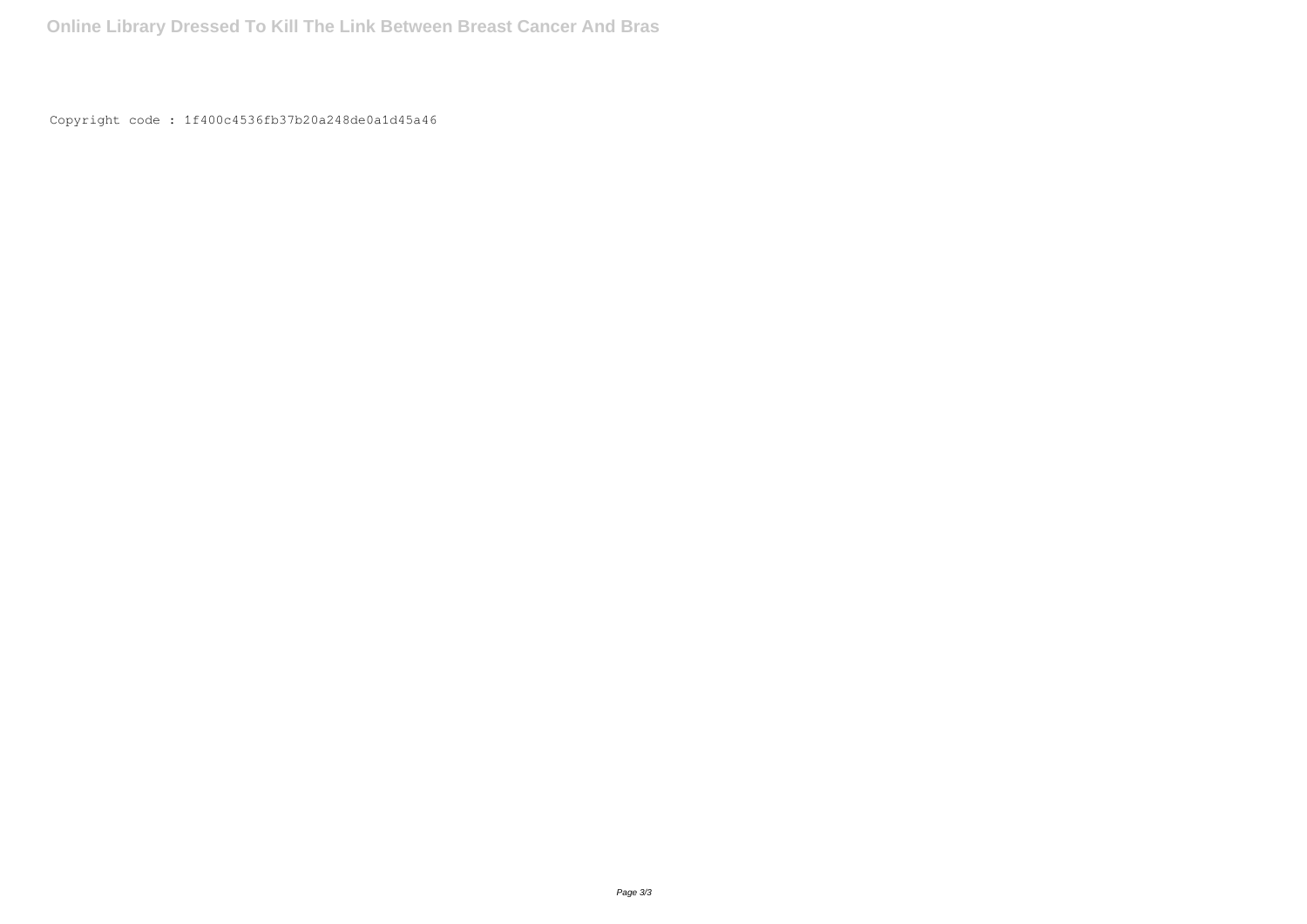Copyright code : 1f400c4536fb37b20a248de0a1d45a46